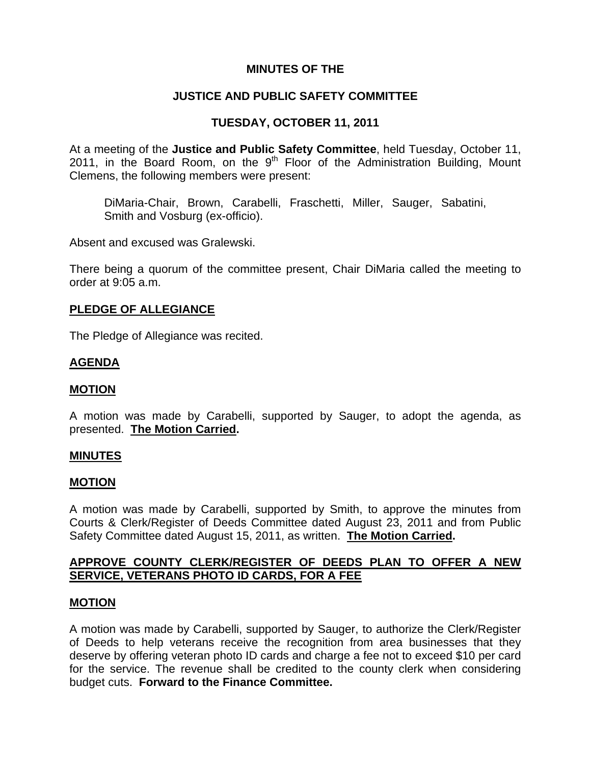# MINUTES OF THE

# JUSTICE AND PUBLIC SAFETY COMMITTEE

# TUESDAY, OCTOBER 11, 2011

At a meeting of the **Justice and Public Safety Committee**, held Tuesday, October 11, 2011, in the Board Room, on the 9th Floor of the Administration Building, Mount Clemens, the following members were present:

> DiMaria-Chair, Brown, Carabelli, Fraschetti, Miller, Sauger, Sabatini, Smith and Vosburg (ex-officio).

Absent and excused was Gralewski.

There being a quorum of the committee present, Chair DiMaria called the meeting to order at 9:05 a.m.

## PLEDGE OF ALLEGIANCE

The Pledge of Allegiance was recited.

## AGENDA

## MOTION

A motion was made by Carabelli, supported by Sauger, to adopt the agenda, as presented. **The Motion Carried.**

## MINUTES

## MOTION

A motion was made by Carabelli, supported by Smith, to approve the minutes from Courts & Clerk/Register of Deeds Committee dated August 23, 2011 and from Public Safety Committee dated August 15, 2011, as written. **The Motion Carried.**

## APPROVE COUNTY CLERK/REGISTER OF DEEDS PLAN TO OFFER A NEW SERVICE, VETERANS PHOTO ID CARDS, FOR A FEE

## MOTION

A motion was made by Carabelli, supported by Sauger, to authorize the Clerk/Register of Deeds to help veterans receive the recognition from area businesses that they deserve by offering veteran photo ID cards and charge a fee not to exceed $10 per card for the service. The revenue shall be credited to the county clerk when considering budget cuts. **Forward to the Finance Committee.**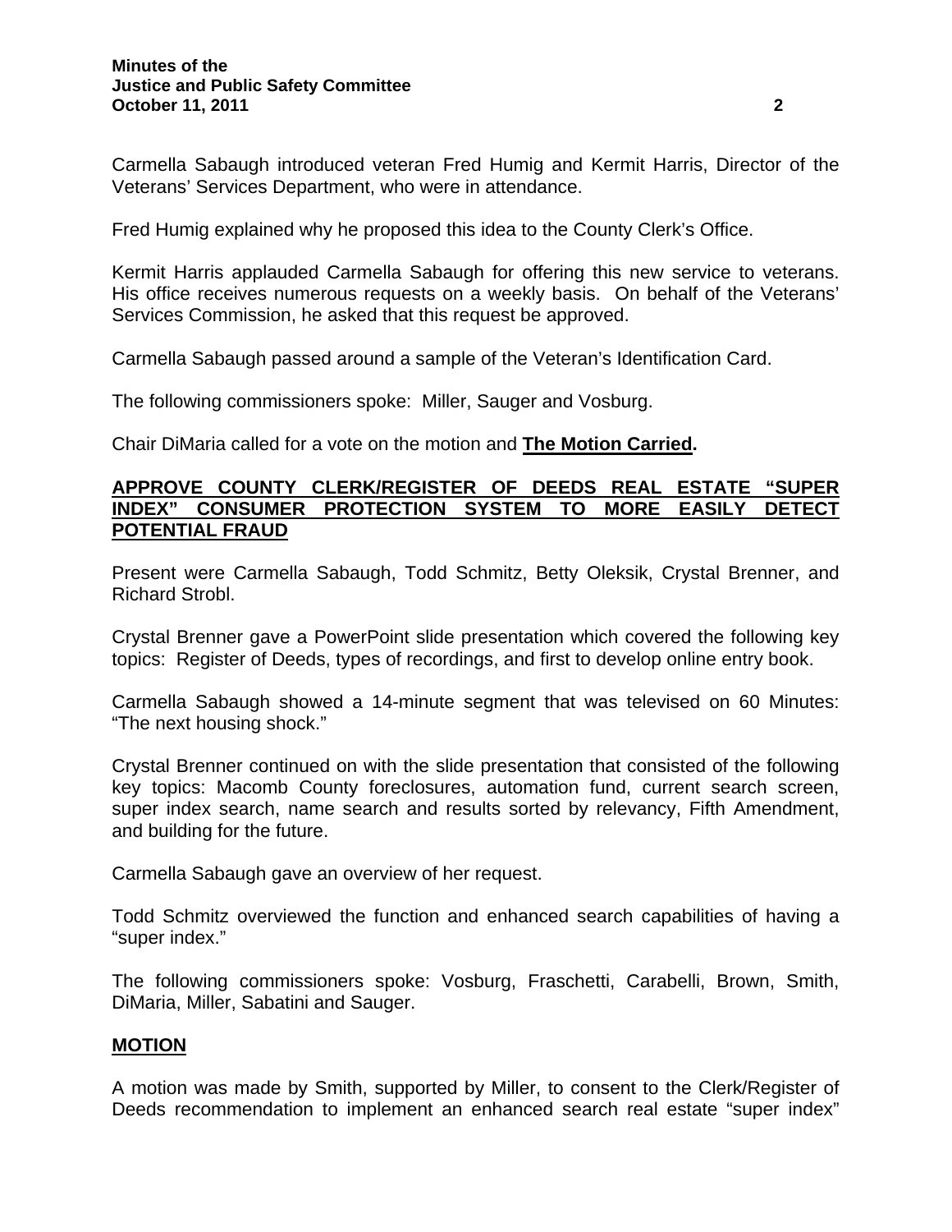Carmella Sabaugh introduced veteran Fred Humig and Kermit Harris, Director of the Veterans' Services Department, who were in attendance.

Fred Humig explained why he proposed this idea to the County Clerk's Office.

Kermit Harris applauded Carmella Sabaugh for offering this new service to veterans. His office receives numerous requests on a weekly basis. On behalf of the Veterans' Services Commission, he asked that this request be approved.

Carmella Sabaugh passed around a sample of the Veteran's Identification Card.

The following commissioners spoke: Miller, Sauger and Vosburg.

Chair DiMaria called for a vote on the motion and **The Motion Carried.**

## APPROVE COUNTY CLERK/REGISTER OF DEEDS REAL ESTATE "SUPER INDEX" CONSUMER PROTECTION SYSTEM TO MORE EASILY DETECT POTENTIAL FRAUD

Present were Carmella Sabaugh, Todd Schmitz, Betty Oleksik, Crystal Brenner, and Richard Strobl.

Crystal Brenner gave a PowerPoint slide presentation which covered the following key topics: Register of Deeds, types of recordings, and first to develop online entry book.

Carmella Sabaugh showed a 14-minute segment that was televised on 60 Minutes: "The next housing shock."

Crystal Brenner continued on with the slide presentation that consisted of the following key topics: Macomb County foreclosures, automation fund, current search screen, super index search, name search and results sorted by relevancy, Fifth Amendment, and building for the future.

Carmella Sabaugh gave an overview of her request.

Todd Schmitz overviewed the function and enhanced search capabilities of having a "super index."

The following commissioners spoke: Vosburg, Fraschetti, Carabelli, Brown, Smith, DiMaria, Miller, Sabatini and Sauger.

## MOTION

A motion was made by Smith, supported by Miller, to consent to the Clerk/Register of Deeds recommendation to implement an enhanced search real estate "super index"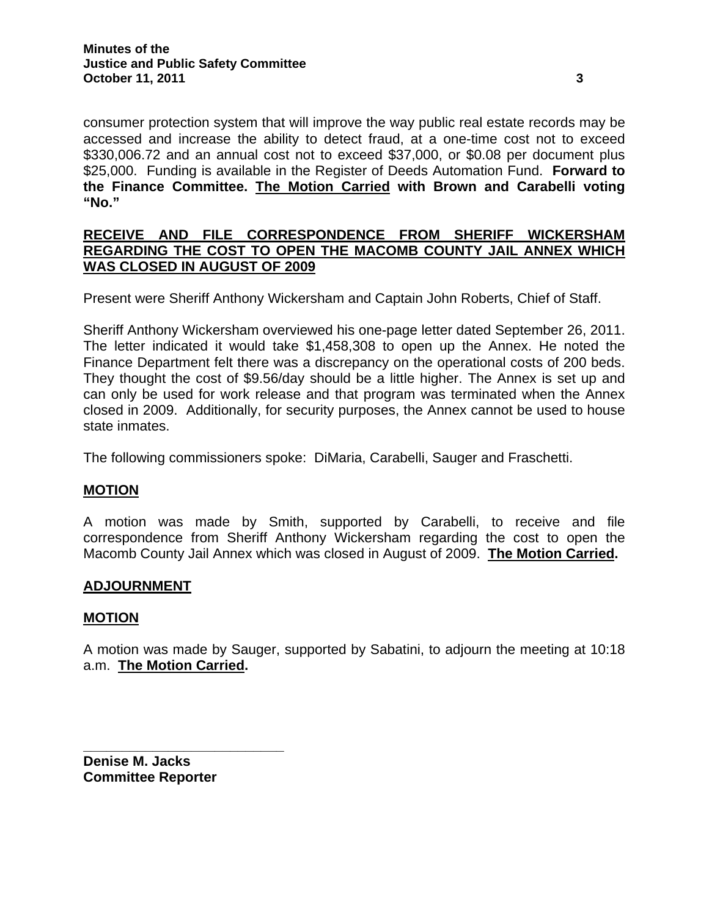consumer protection system that will improve the way public real estate records may be accessed and increase the ability to detect fraud, at a one-time cost not to exceed $330,006.72 and an annual cost not to exceed $37,000, or $0.08 per document plus $25,000. Funding is available in the Register of Deeds Automation Fund. **Forward to the Finance Committee. The Motion Carried with Brown and Carabelli voting "No."**

## RECEIVE AND FILE CORRESPONDENCE FROM SHERIFF WICKERSHAM REGARDING THE COST TO OPEN THE MACOMB COUNTY JAIL ANNEX WHICH WAS CLOSED IN AUGUST OF 2009

Present were Sheriff Anthony Wickersham and Captain John Roberts, Chief of Staff.

Sheriff Anthony Wickersham overviewed his one-page letter dated September 26, 2011. The letter indicated it would take $1,458,308 to open up the Annex. He noted the Finance Department felt there was a discrepancy on the operational costs of 200 beds. They thought the cost of $9.56/day should be a little higher. The Annex is set up and can only be used for work release and that program was terminated when the Annex closed in 2009. Additionally, for security purposes, the Annex cannot be used to house state inmates.

The following commissioners spoke: DiMaria, Carabelli, Sauger and Fraschetti.

## MOTION

A motion was made by Smith, supported by Carabelli, to receive and file correspondence from Sheriff Anthony Wickersham regarding the cost to open the Macomb County Jail Annex which was closed in August of 2009. **The Motion Carried.**

## ADJOURNMENT

## MOTION

A motion was made by Sauger, supported by Sabatini, to adjourn the meeting at 10:18 a.m. **The Motion Carried.**

\_\_\_\_\_\_\_\_\_\_\_\_\_\_\_\_\_\_\_\_\_\_\_\_\_\_\_\_

**Denise M. Jacks**
**Committee Reporter**